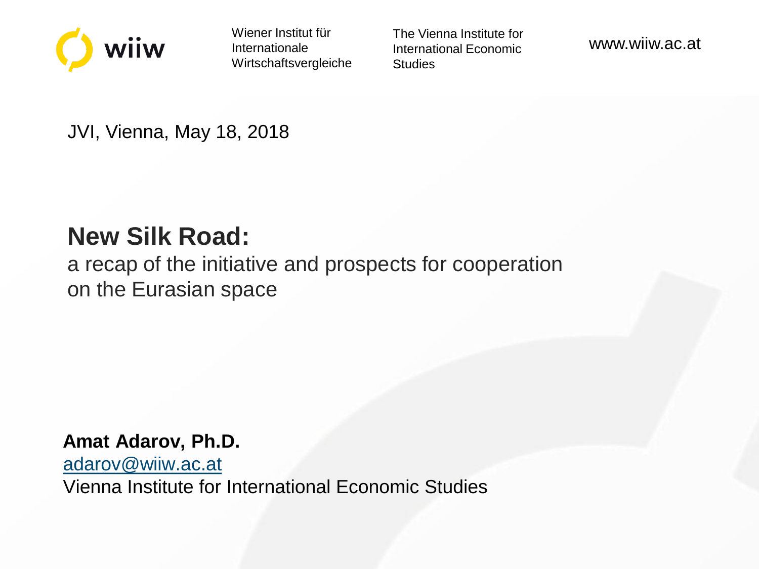wiiw

Wiener Institut für Internationale Wirtschaftsvergleiche

The Vienna Institute for International Economic Studies

www.wiiw.ac.at

JVI, Vienna, May 18, 2018

# New Silk Road:

a recap of the initiative and prospects for cooperation on the Eurasian space

**Amat Adarov, Ph.D.**

adarov@wiiw.ac.at

Vienna Institute for International Economic Studies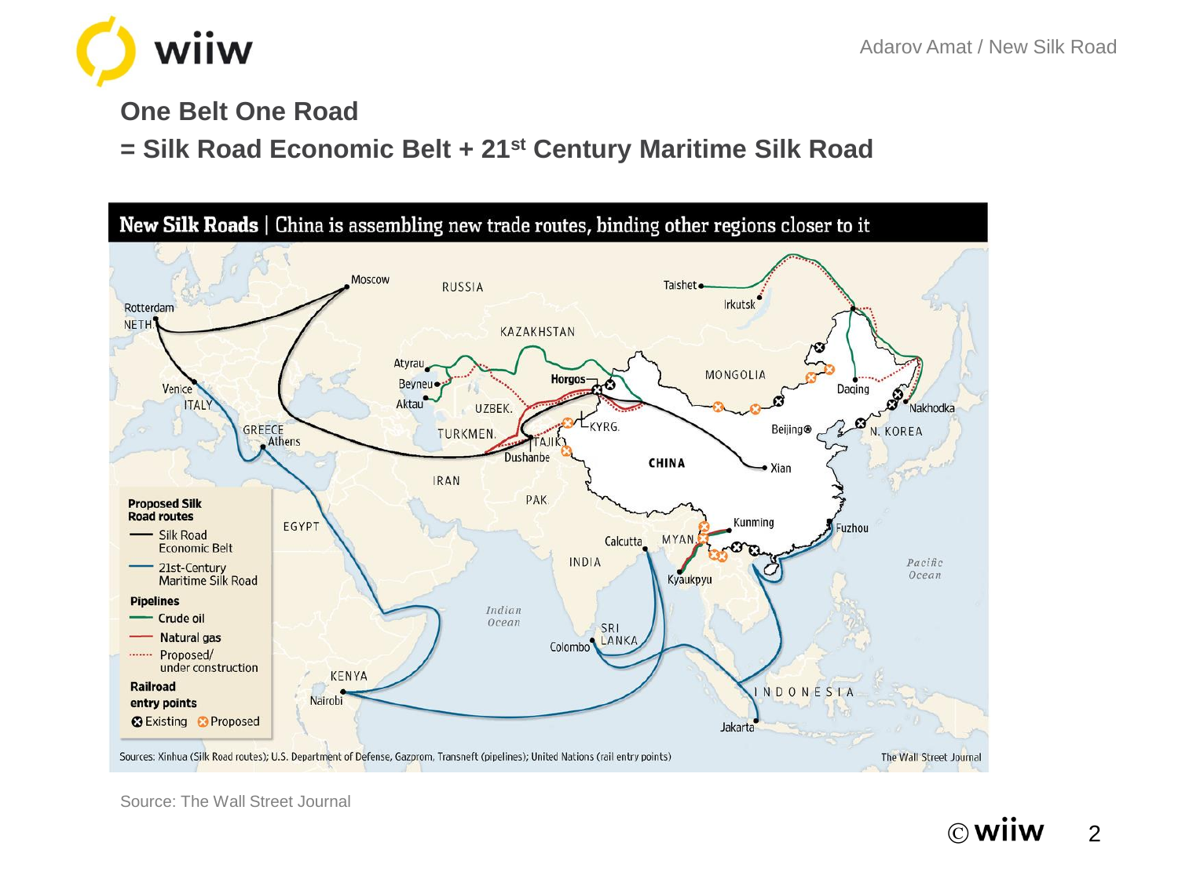## One Belt One Road

## = Silk Road Economic Belt + 21st Century Maritime Silk Road

**New Silk Roads** | China is assembling new trade routes, binding other regions closer to it

Sources: Xinhua (Silk Road routes); U.S. Department of Defense, Gazprom, Transneft (pipelines); United Nations (rail entry points)

The Wall Street Journal

Source: The Wall Street Journal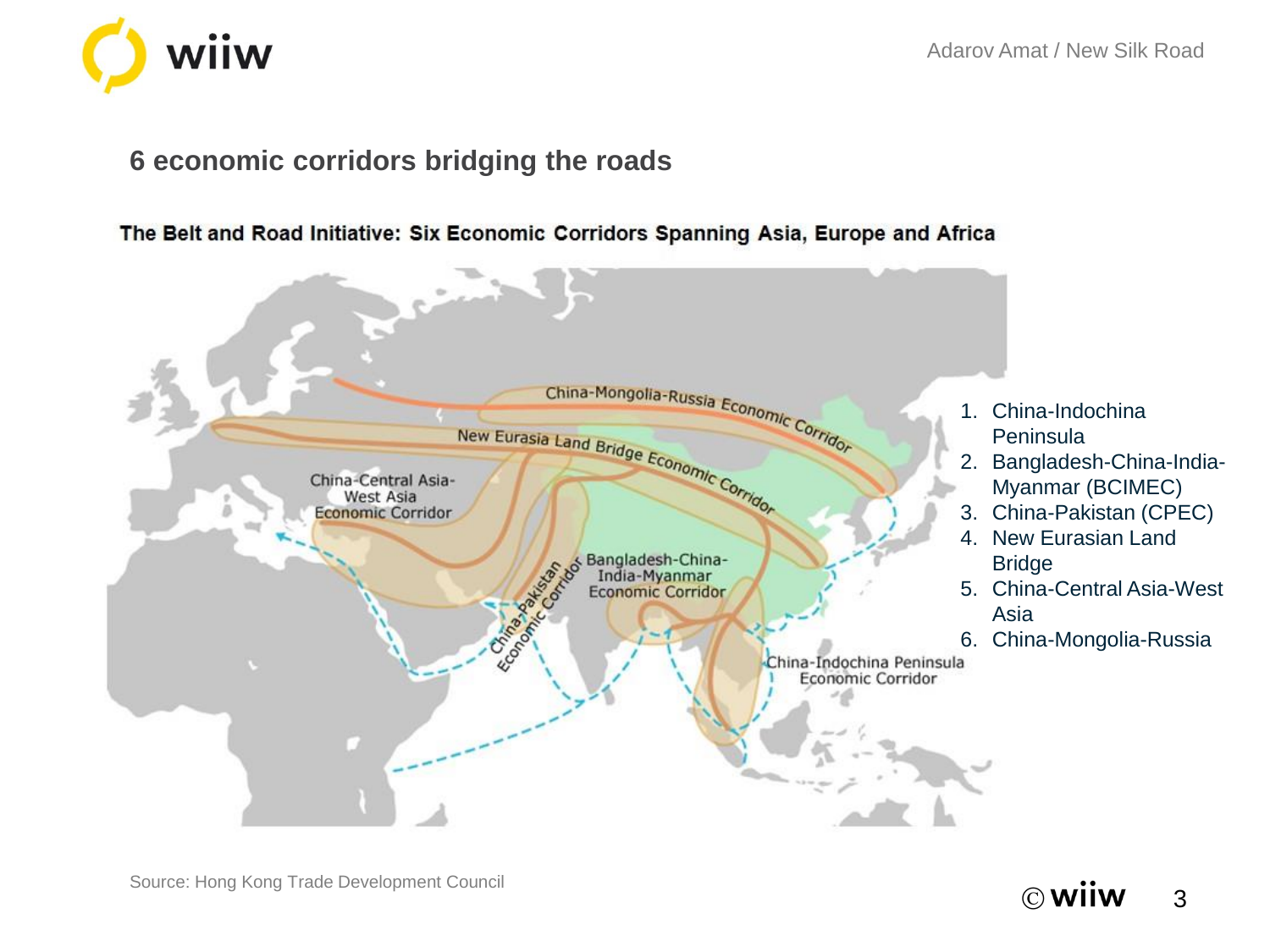## 6 economic corridors bridging the roads

**The Belt and Road Initiative: Six Economic Corridors Spanning Asia, Europe and Africa**

1. China-Indochina Peninsula
2. Bangladesh-China-India-Myanmar (BCIMEC)
3. China-Pakistan (CPEC)
4. New Eurasian Land Bridge
5. China-Central Asia-West Asia
6. China-Mongolia-Russia

Source: Hong Kong Trade Development Council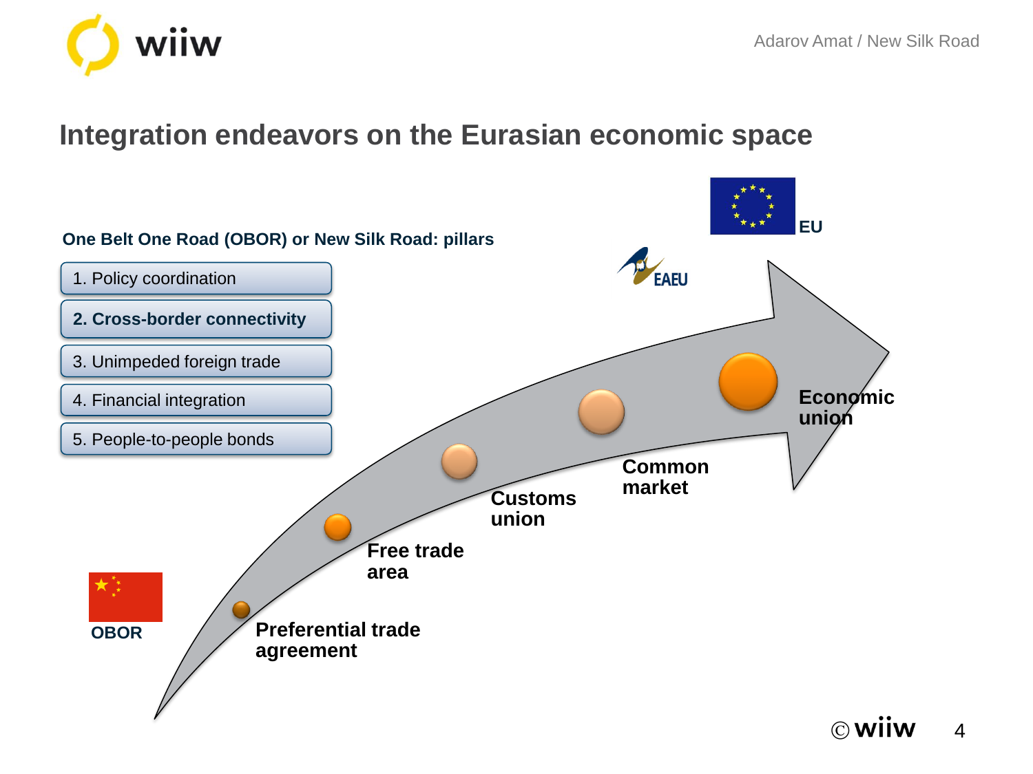# Integration endeavors on the Eurasian economic space

**One Belt One Road (OBOR) or New Silk Road: pillars**

1. Policy coordination
2. **Cross-border connectivity**
3. Unimpeded foreign trade
4. Financial integration
5. People-to-people bonds

**EU**

**EAEU**

**OBOR**

**Preferential trade agreement**

**Free trade area**

**Customs union**

**Common market**

**Economic union**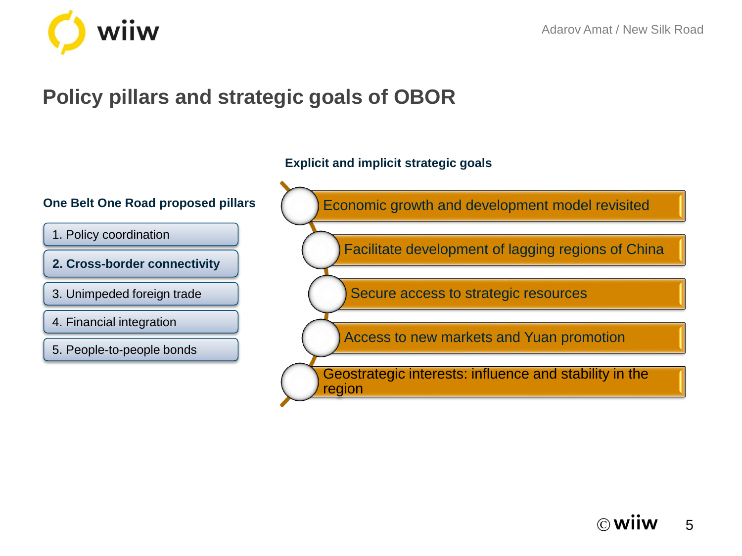# Policy pillars and strategic goals of OBOR

**One Belt One Road proposed pillars**

1. Policy coordination
2. **Cross-border connectivity**
3. Unimpeded foreign trade
4. Financial integration
5. People-to-people bonds

**Explicit and implicit strategic goals**

- Economic growth and development model revisited
- Facilitate development of lagging regions of China
- Secure access to strategic resources
- Access to new markets and Yuan promotion
- Geostrategic interests: influence and stability in the region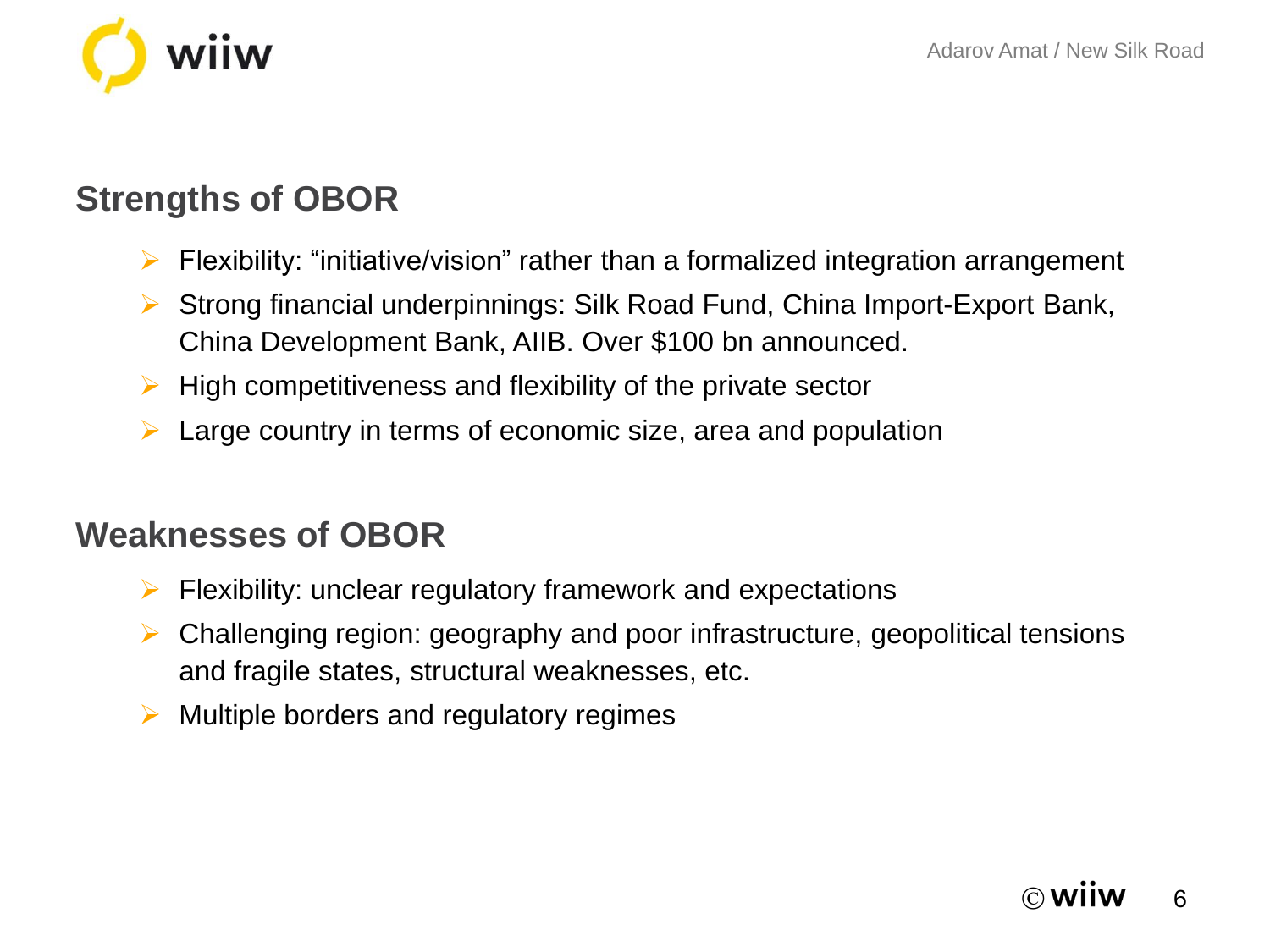## Strengths of OBOR

- Flexibility: “initiative/vision” rather than a formalized integration arrangement
- Strong financial underpinnings: Silk Road Fund, China Import-Export Bank, China Development Bank, AIIB. Over $100 bn announced.
- High competitiveness and flexibility of the private sector
- Large country in terms of economic size, area and population

## Weaknesses of OBOR

- Flexibility: unclear regulatory framework and expectations
- Challenging region: geography and poor infrastructure, geopolitical tensions and fragile states, structural weaknesses, etc.
- Multiple borders and regulatory regimes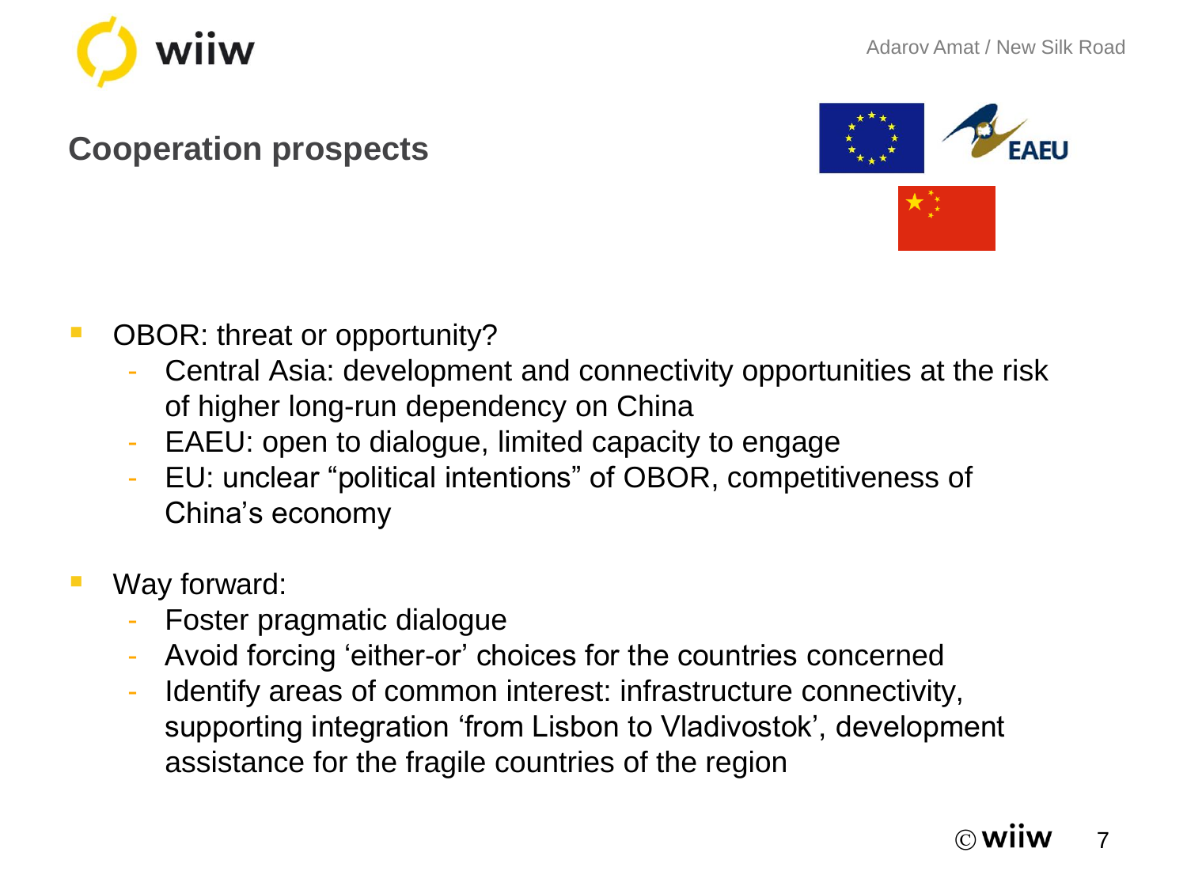## Cooperation prospects

- OBOR: threat or opportunity?
  - Central Asia: development and connectivity opportunities at the risk of higher long-run dependency on China
  - EAEU: open to dialogue, limited capacity to engage
  - EU: unclear "political intentions" of OBOR, competitiveness of China's economy
- Way forward:
  - Foster pragmatic dialogue
  - Avoid forcing 'either-or' choices for the countries concerned
  - Identify areas of common interest: infrastructure connectivity, supporting integration 'from Lisbon to Vladivostok', development assistance for the fragile countries of the region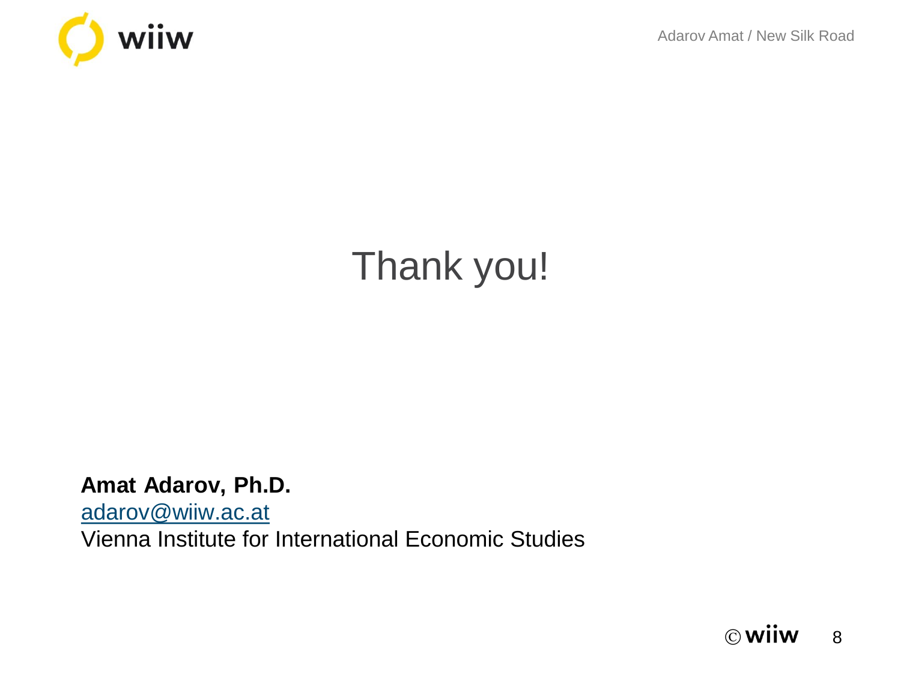# Thank you!

**Amat Adarov, Ph.D.**
adarov@wiiw.ac.at
Vienna Institute for International Economic Studies